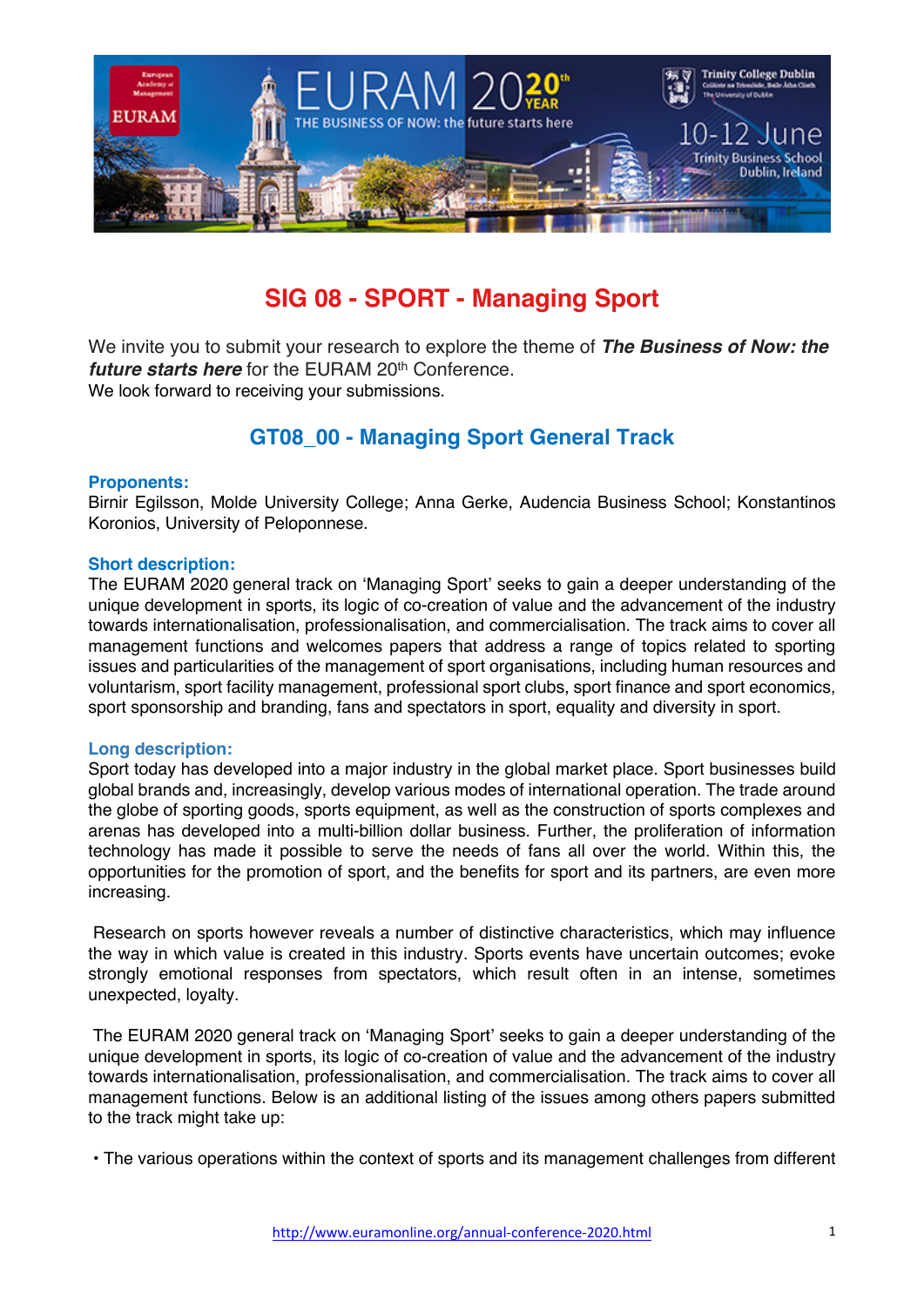# SIG 08 - SPORT - Managing Sport

We invite you to submit your research to explore the theme of ***The Business of Now: the future starts here*** for the EURAM 20th Conference.
We look forward to receiving your submissions.

## GT08_00 - Managing Sport General Track

**Proponents:**
Birnir Egilsson, Molde University College; Anna Gerke, Audencia Business School; Konstantinos Koronios, University of Peloponnese.

**Short description:**
The EURAM 2020 general track on 'Managing Sport' seeks to gain a deeper understanding of the unique development in sports, its logic of co-creation of value and the advancement of the industry towards internationalisation, professionalisation, and commercialisation. The track aims to cover all management functions and welcomes papers that address a range of topics related to sporting issues and particularities of the management of sport organisations, including human resources and voluntarism, sport facility management, professional sport clubs, sport finance and sport economics, sport sponsorship and branding, fans and spectators in sport, equality and diversity in sport.

**Long description:**
Sport today has developed into a major industry in the global market place. Sport businesses build global brands and, increasingly, develop various modes of international operation. The trade around the globe of sporting goods, sports equipment, as well as the construction of sports complexes and arenas has developed into a multi-billion dollar business. Further, the proliferation of information technology has made it possible to serve the needs of fans all over the world. Within this, the opportunities for the promotion of sport, and the benefits for sport and its partners, are even more increasing.

Research on sports however reveals a number of distinctive characteristics, which may influence the way in which value is created in this industry. Sports events have uncertain outcomes; evoke strongly emotional responses from spectators, which result often in an intense, sometimes unexpected, loyalty.

The EURAM 2020 general track on 'Managing Sport' seeks to gain a deeper understanding of the unique development in sports, its logic of co-creation of value and the advancement of the industry towards internationalisation, professionalisation, and commercialisation. The track aims to cover all management functions. Below is an additional listing of the issues among others papers submitted to the track might take up:

- The various operations within the context of sports and its management challenges from different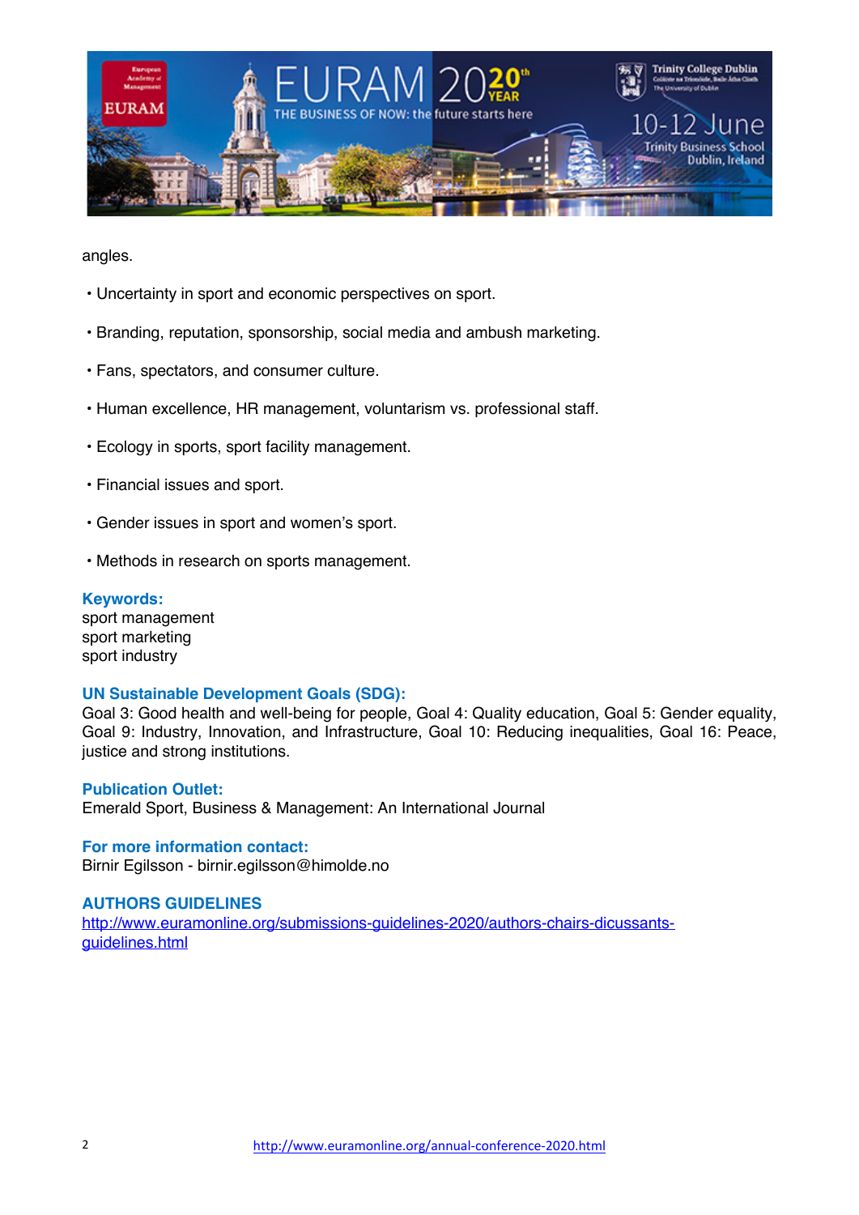angles.

- Uncertainty in sport and economic perspectives on sport.
- Branding, reputation, sponsorship, social media and ambush marketing.
- Fans, spectators, and consumer culture.
- Human excellence, HR management, voluntarism vs. professional staff.
- Ecology in sports, sport facility management.
- Financial issues and sport.
- Gender issues in sport and women's sport.
- Methods in research on sports management.

**Keywords:**
sport management
sport marketing
sport industry

**UN Sustainable Development Goals (SDG):**
Goal 3: Good health and well-being for people, Goal 4: Quality education, Goal 5: Gender equality, Goal 9: Industry, Innovation, and Infrastructure, Goal 10: Reducing inequalities, Goal 16: Peace, justice and strong institutions.

**Publication Outlet:**
Emerald Sport, Business & Management: An International Journal

**For more information contact:**
Birnir Egilsson - birnir.egilsson@himolde.no

**AUTHORS GUIDELINES**
http://www.euramonline.org/submissions-guidelines-2020/authors-chairs-dicussants-guidelines.html